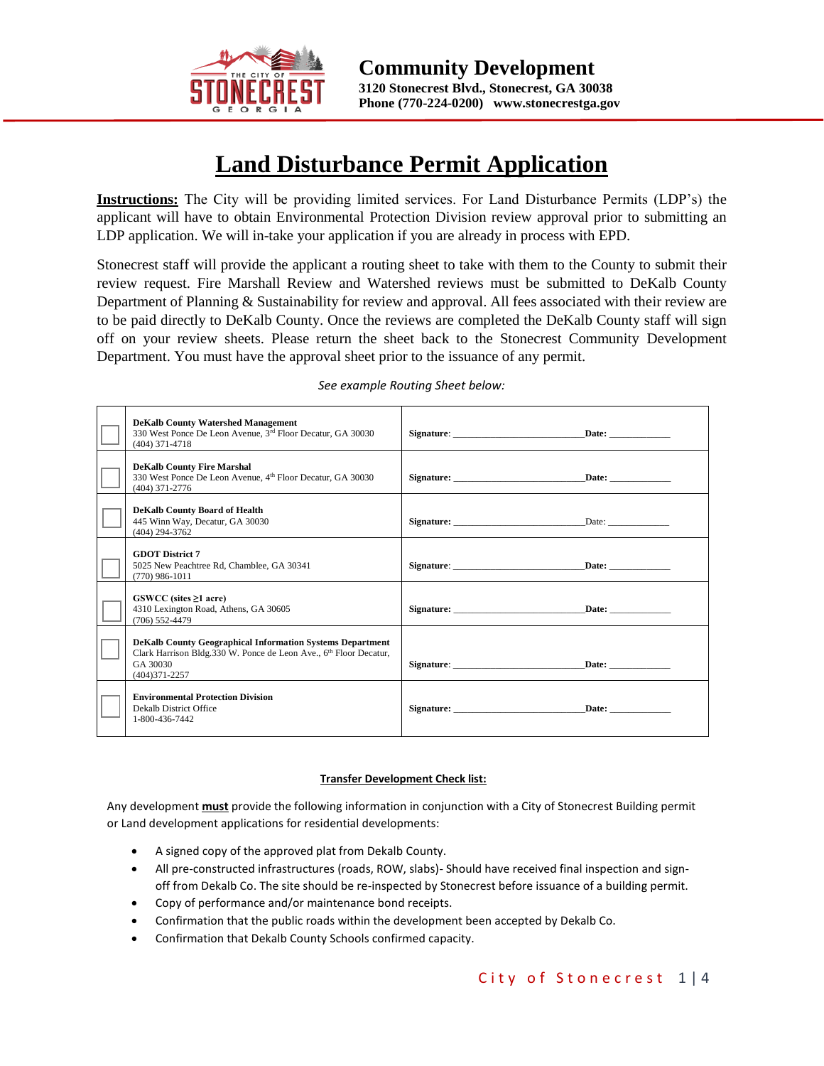**Community Development**
**3120 Stonecrest Blvd., Stonecrest, GA 30038**
**Phone (770-224-0200) www.stonecrestga.gov**

# Land Disturbance Permit Application

**Instructions:** The City will be providing limited services. For Land Disturbance Permits (LDP's) the applicant will have to obtain Environmental Protection Division review approval prior to submitting an LDP application. We will in-take your application if you are already in process with EPD.

Stonecrest staff will provide the applicant a routing sheet to take with them to the County to submit their review request. Fire Marshall Review and Watershed reviews must be submitted to DeKalb County Department of Planning & Sustainability for review and approval. All fees associated with their review are to be paid directly to DeKalb County. Once the reviews are completed the DeKalb County staff will sign off on your review sheets. Please return the sheet back to the Stonecrest Community Development Department. You must have the approval sheet prior to the issuance of any permit.

*See example Routing Sheet below:*

| | | |
|---|---|---|
| ☐ | **DeKalb County Watershed Management**<br>330 West Ponce De Leon Avenue, 3rd Floor Decatur, GA 30030<br>(404) 371-4718 | **Signature**: ____________________ **Date:** __________ |
| ☐ | **DeKalb County Fire Marshal**<br>330 West Ponce De Leon Avenue, 4th Floor Decatur, GA 30030<br>(404) 371-2776 | **Signature:** ____________________ **Date:** __________ |
| ☐ | **DeKalb County Board of Health**<br>445 Winn Way, Decatur, GA 30030<br>(404) 294-3762 | **Signature:** ____________________ Date: __________ |
| ☐ | **GDOT District 7**<br>5025 New Peachtree Rd, Chamblee, GA 30341<br>(770) 986-1011 | **Signature**: ____________________ **Date:** __________ |
| ☐ | **GSWCC (sites ≥1 acre)**<br>4310 Lexington Road, Athens, GA 30605<br>(706) 552-4479 | **Signature:** ____________________ **Date:** __________ |
| ☐ | **DeKalb County Geographical Information Systems Department**<br>Clark Harrison Bldg.330 W. Ponce de Leon Ave., 6th Floor Decatur, GA 30030<br>(404)371-2257 | **Signature**: ____________________ **Date:** __________ |
| ☐ | **Environmental Protection Division**<br>Dekalb District Office<br>1-800-436-7442 | **Signature:** ____________________ **Date:** __________ |

**Transfer Development Check list:**

Any development **must** provide the following information in conjunction with a City of Stonecrest Building permit or Land development applications for residential developments:

- A signed copy of the approved plat from Dekalb County.
- All pre-constructed infrastructures (roads, ROW, slabs)- Should have received final inspection and sign-off from Dekalb Co. The site should be re-inspected by Stonecrest before issuance of a building permit.
- Copy of performance and/or maintenance bond receipts.
- Confirmation that the public roads within the development been accepted by Dekalb Co.
- Confirmation that Dekalb County Schools confirmed capacity.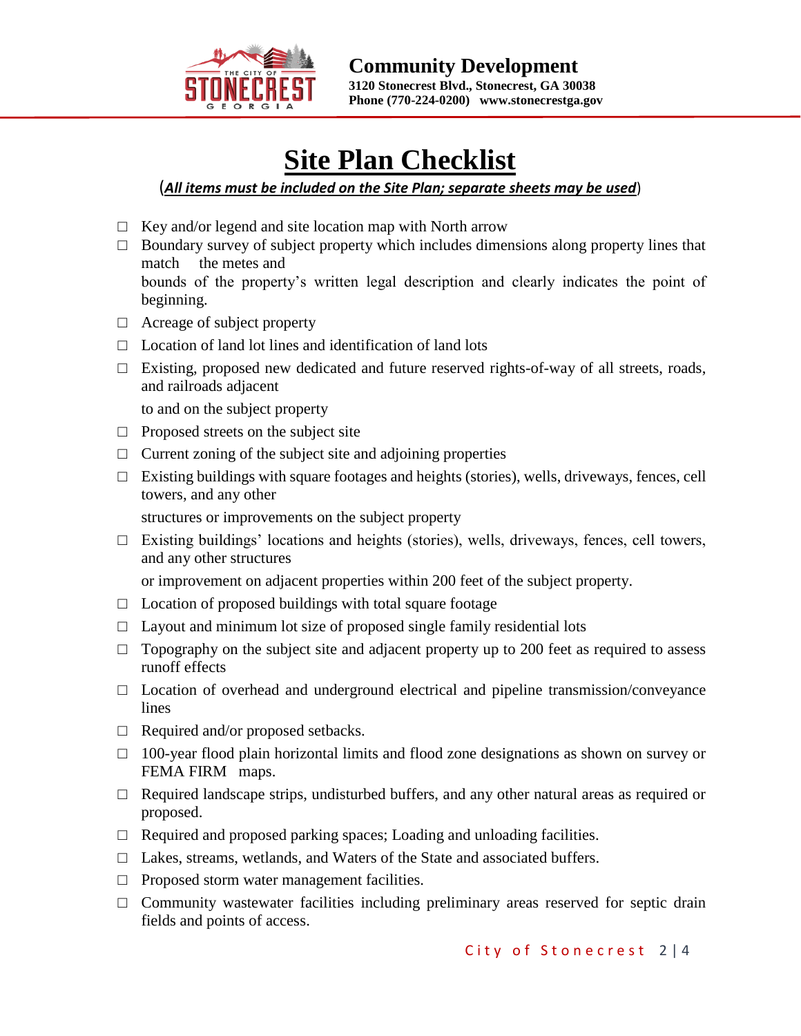**Community Development**
**3120 Stonecrest Blvd., Stonecrest, GA 30038**
**Phone (770-224-0200) www.stonecrestga.gov**

# Site Plan Checklist

(***All items must be included on the Site Plan; separate sheets may be used***)

- ☐ Key and/or legend and site location map with North arrow
- ☐ Boundary survey of subject property which includes dimensions along property lines that match the metes and bounds of the property's written legal description and clearly indicates the point of beginning.
- ☐ Acreage of subject property
- ☐ Location of land lot lines and identification of land lots
- ☐ Existing, proposed new dedicated and future reserved rights-of-way of all streets, roads, and railroads adjacent to and on the subject property
- ☐ Proposed streets on the subject site
- ☐ Current zoning of the subject site and adjoining properties
- ☐ Existing buildings with square footages and heights (stories), wells, driveways, fences, cell towers, and any other structures or improvements on the subject property
- ☐ Existing buildings' locations and heights (stories), wells, driveways, fences, cell towers, and any other structures or improvement on adjacent properties within 200 feet of the subject property.
- ☐ Location of proposed buildings with total square footage
- ☐ Layout and minimum lot size of proposed single family residential lots
- ☐ Topography on the subject site and adjacent property up to 200 feet as required to assess runoff effects
- ☐ Location of overhead and underground electrical and pipeline transmission/conveyance lines
- ☐ Required and/or proposed setbacks.
- ☐ 100-year flood plain horizontal limits and flood zone designations as shown on survey or FEMA FIRM maps.
- ☐ Required landscape strips, undisturbed buffers, and any other natural areas as required or proposed.
- ☐ Required and proposed parking spaces; Loading and unloading facilities.
- ☐ Lakes, streams, wetlands, and Waters of the State and associated buffers.
- ☐ Proposed storm water management facilities.
- ☐ Community wastewater facilities including preliminary areas reserved for septic drain fields and points of access.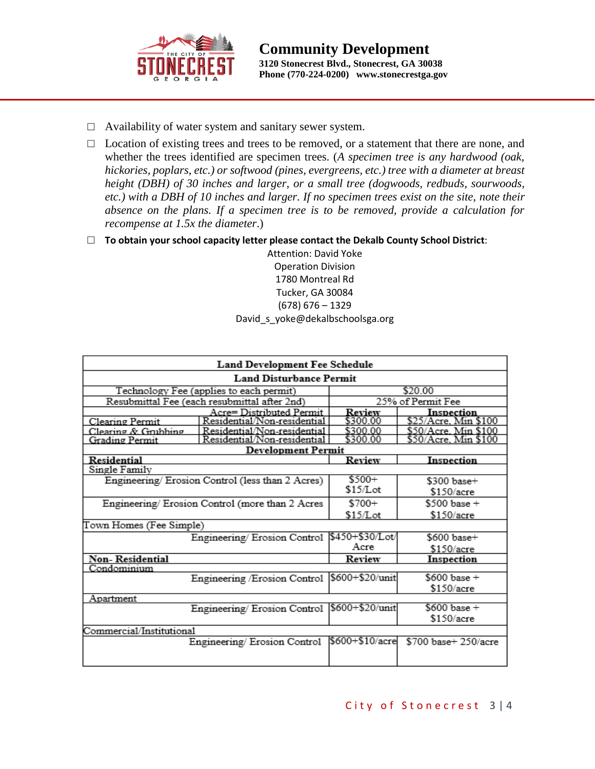☐ Availability of water system and sanitary sewer system.

☐ Location of existing trees and trees to be removed, or a statement that there are none, and whether the trees identified are specimen trees. (*A specimen tree is any hardwood (oak, hickories, poplars, etc.) or softwood (pines, evergreens, etc.) tree with a diameter at breast height (DBH) of 30 inches and larger, or a small tree (dogwoods, redbuds, sourwoods, etc.) with a DBH of 10 inches and larger. If no specimen trees exist on the site, note their absence on the plans. If a specimen tree is to be removed, provide a calculation for recompense at 1.5x the diameter*.)

☐ **To obtain your school capacity letter please contact the Dekalb County School District**:

Attention: David Yoke
Operation Division
1780 Montreal Rd
Tucker, GA 30084
(678) 676 – 1329
David_s_yoke@dekalbschoolsga.org

| **Land Development Fee Schedule** | | | |
|---|---|---|---|
| **Land Disturbance Permit** | | | |
| Technology Fee (applies to each permit) | | $20.00 | |
| Resubmittal Fee (each resubmittal after 2nd) | | 25% of Permit Fee | |
| | Acre= Distributed Permit | **Review** | **Inspection** |
| Clearing Permit | Residential/Non-residential | $300.00 | $25/Acre, Min $100 |
| Clearing & Grubbing | Residential/Non-residential | $300.00 | $50/Acre, Min $100 |
| Grading Permit | Residential/Non-residential | $300.00 | $50/Acre, Min $100 |
| **Development Permit** | | | |
| **Residential** | | **Review** | **Inspection** |
| Single Family | | | |
| Engineering/ Erosion Control (less than 2 Acres) | | $500+ $15/Lot | $300 base+ $150/acre |
| Engineering/ Erosion Control (more than 2 Acres | | $700+ $15/Lot | $500 base + $150/acre |
| Town Homes (Fee Simple) | | | |
| | Engineering/ Erosion Control | $450+$30/Lot/ Acre | $600 base+ $150/acre |
| **Non- Residential** | | **Review** | **Inspection** |
| Condominium | | | |
| | Engineering /Erosion Control | $600+$20/unit | $600 base + $150/acre |
| Apartment | | | |
| | Engineering/ Erosion Control | $600+$20/unit | $600 base + $150/acre |
| Commercial/Institutional | | | |
| | Engineering/ Erosion Control | $600+$10/acre | $700 base+ 250/acre |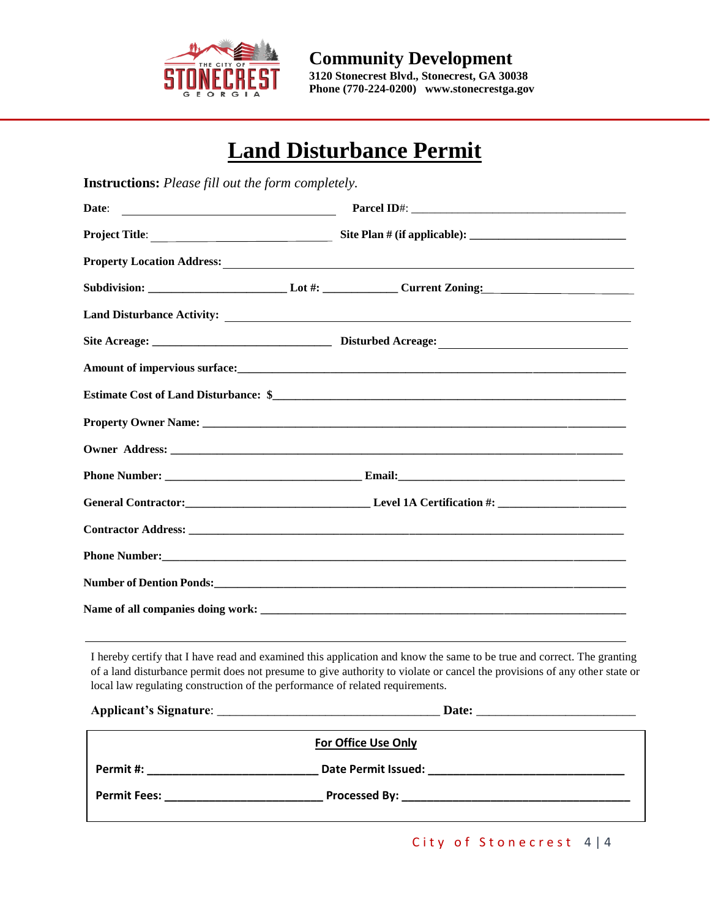THE CITY OF STONECREST GEORGIA

**Community Development**
**3120 Stonecrest Blvd., Stonecrest, GA 30038**
**Phone (770-224-0200) www.stonecrestga.gov**

# Land Disturbance Permit

**Instructions:** *Please fill out the form completely.*

**Date**: ____________________ **Parcel ID**#: ____________________

**Project Title**: ____________________ **Site Plan # (if applicable):** ____________________

**Property Location Address:** ____________________

**Subdivision:** ____________________ **Lot #:** __________ **Current Zoning:** ____________________

**Land Disturbance Activity:** ____________________

**Site Acreage:** ____________________ **Disturbed Acreage:** ____________________

**Amount of impervious surface:** ____________________

**Estimate Cost of Land Disturbance: $** ____________________

**Property Owner Name:** ____________________

**Owner Address:** ____________________

**Phone Number:** ____________________ **Email:** ____________________

**General Contractor:** ____________________ **Level 1A Certification #:** ____________________

**Contractor Address:** ____________________

**Phone Number:** ____________________

**Number of Dention Ponds:** ____________________

**Name of all companies doing work:** ____________________

I hereby certify that I have read and examined this application and know the same to be true and correct. The granting of a land disturbance permit does not presume to give authority to violate or cancel the provisions of any other state or local law regulating construction of the performance of related requirements.

**Applicant's Signature**: ____________________ **Date:** ____________________

**For Office Use Only**

**Permit #:** ____________________ **Date Permit Issued:** ____________________

**Permit Fees:** ____________________ **Processed By:** ____________________